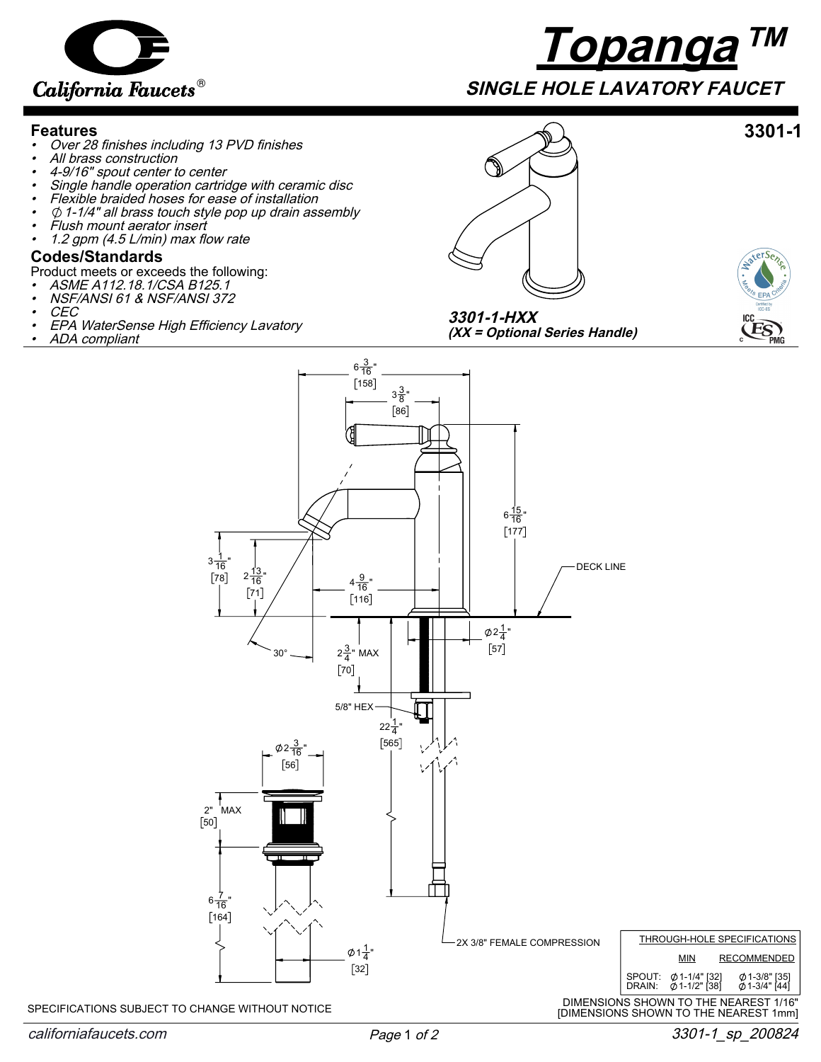California Faucets®

# Topanga™

## SINGLE HOLE LAVATORY FAUCET

**3301-1**

### Features

- *Over 28 finishes including 13 PVD finishes*
- *All brass construction*
- *4-9/16" spout center to center*
- *Single handle operation cartridge with ceramic disc*
- *Flexible braided hoses for ease of installation*
- *∅ 1-1/4" all brass touch style pop up drain assembly*
- *Flush mount aerator insert*
- *1.2 gpm (4.5 L/min) max flow rate*

### Codes/Standards

Product meets or exceeds the following:

- *ASME A112.18.1/CSA B125.1*
- *NSF/ANSI 61 & NSF/ANSI 372*
- *CEC*
- *EPA WaterSense High Efficiency Lavatory*
- *ADA compliant*

***3301-1-HXX***
***(XX = Optional Series Handle)***

6 3/16" [158]
3 3/8" [86]
6 15/16" [177]
DECK LINE
3 1/16" [78]
2 13/16" [71]
4 9/16" [116]
30°
2 3/4" MAX [70]
∅2 1/4" [57]
5/8" HEX
22 1/4" [565]
∅2 3/16" [56]
2" MAX [50]
6 7/16" [164]
∅1 1/4" [32]
2X 3/8" FEMALE COMPRESSION

| THROUGH-HOLE SPECIFICATIONS | MIN | RECOMMENDED |
|---|---|---|
| SPOUT: | ∅1-1/4" [32] | ∅1-3/8" [35] |
| DRAIN: | ∅1-1/2" [38] | ∅1-3/4" [44] |

SPECIFICATIONS SUBJECT TO CHANGE WITHOUT NOTICE

DIMENSIONS SHOWN TO THE NEAREST 1/16"
[DIMENSIONS SHOWN TO THE NEAREST 1mm]

californiafaucets.com

3301-1_sp_200824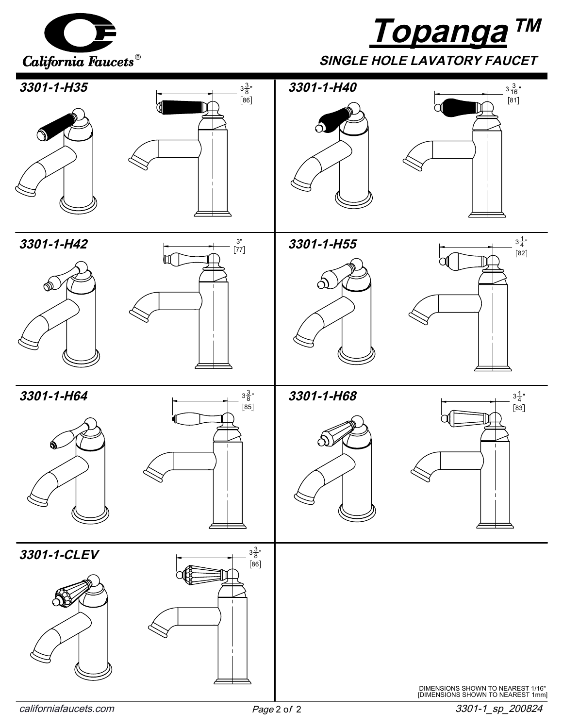# Topanga™

## SINGLE HOLE LAVATORY FAUCET

### 3301-1-H35

$3\frac{3}{8}$"
[86]

### 3301-1-H40

$3\frac{3}{16}$"
[81]

### 3301-1-H42

3"
[77]

### 3301-1-H55

$3\frac{1}{4}$"
[82]

### 3301-1-H64

$3\frac{3}{8}$"
[85]

### 3301-1-H68

$3\frac{1}{4}$"
[83]

### 3301-1-CLEV

$3\frac{3}{8}$"
[86]

DIMENSIONS SHOWN TO NEAREST 1/16"
[DIMENSIONS SHOWN TO NEAREST 1mm]

californiafaucets.com

3301-1_sp_200824